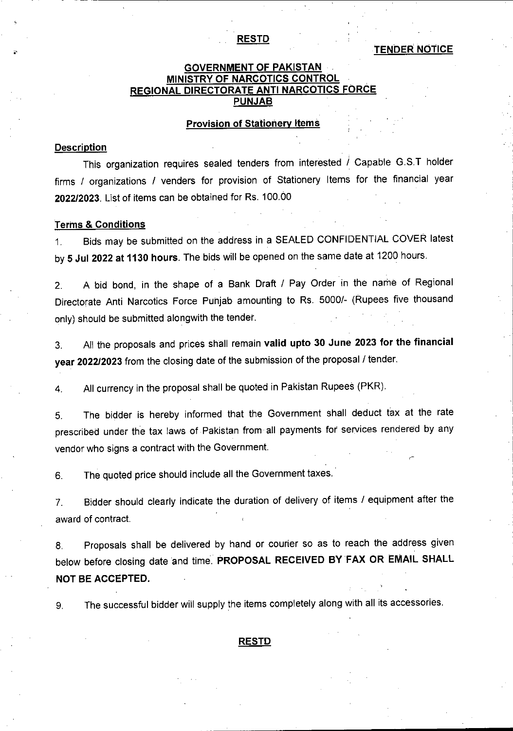**RESTD**

**TENDER NOTICE**

# GOVERNMENT OF PAKISTAN
## MINISTRY OF NARCOTICS CONTROL
## REGIONAL DIRECTORATE ANTI NARCOTICS FORCE
## PUNJAB

### Provision of Stationery Items

### Description

This organization requires sealed tenders from interested / Capable G.S.T holder firms / organizations / venders for provision of Stationery Items for the financial year **2022/2023**. List of items can be obtained for Rs. 100.00

### Terms & Conditions

1. Bids may be submitted on the address in a SEALED CONFIDENTIAL COVER latest by **5 Jul 2022 at 1130 hours**. The bids will be opened on the same date at 1200 hours.

2. A bid bond, in the shape of a Bank Draft / Pay Order in the name of Regional Directorate Anti Narcotics Force Punjab amounting to Rs. 5000/- (Rupees five thousand only) should be submitted alongwith the tender.

3. All the proposals and prices shall remain **valid upto 30 June 2023 for the financial year 2022/2023** from the closing date of the submission of the proposal / tender.

4. All currency in the proposal shall be quoted in Pakistan Rupees (PKR).

5. The bidder is hereby informed that the Government shall deduct tax at the rate prescribed under the tax laws of Pakistan from all payments for services rendered by any vendor who signs a contract with the Government.

6. The quoted price should include all the Government taxes.

7. Bidder should clearly indicate the duration of delivery of items / equipment after the award of contract.

8. Proposals shall be delivered by hand or courier so as to reach the address given below before closing date and time. **PROPOSAL RECEIVED BY FAX OR EMAIL SHALL NOT BE ACCEPTED.**

9. The successful bidder will supply the items completely along with all its accessories.

**RESTD**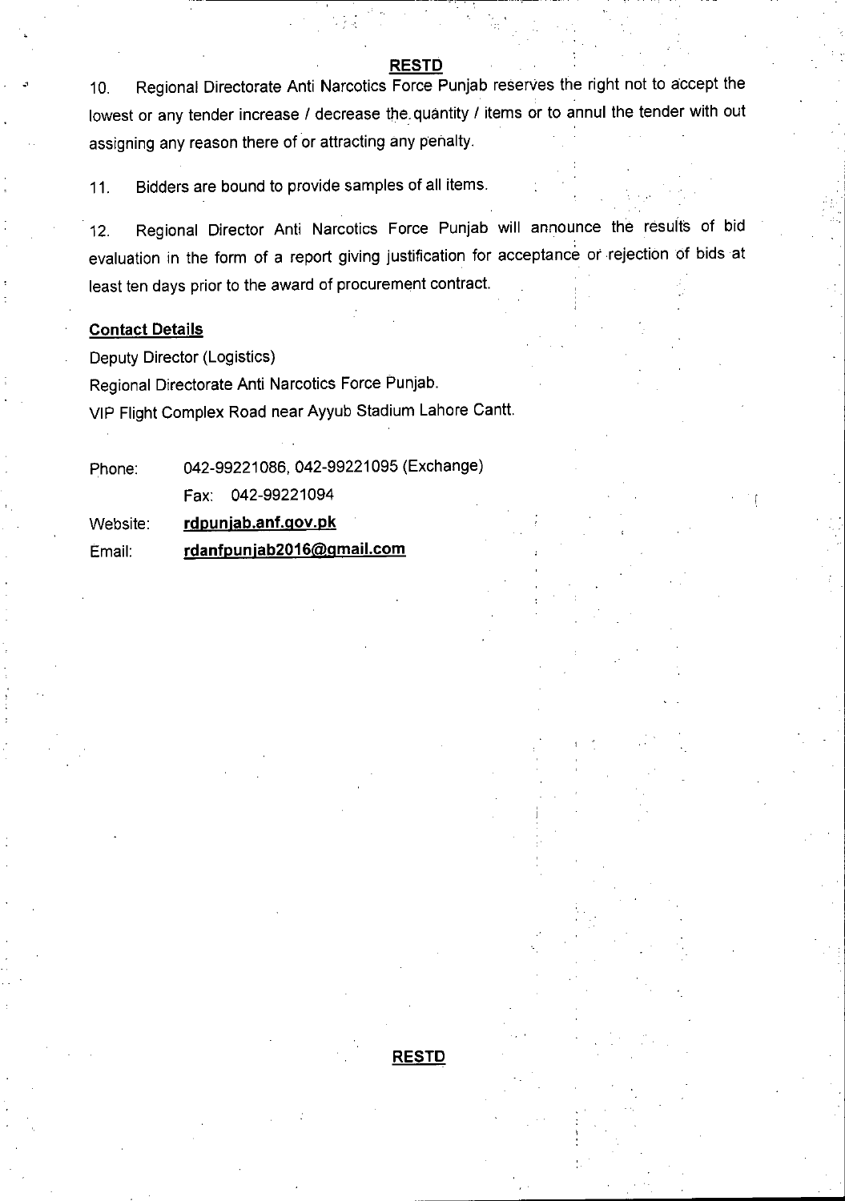10. Regional Directorate Anti Narcotics Force Punjab reserves the right not to accept the lowest or any tender increase / decrease the quantity / items or to annul the tender with out assigning any reason there of or attracting any penalty.

11. Bidders are bound to provide samples of all items.

12. Regional Director Anti Narcotics Force Punjab will announce the results of bid evaluation in the form of a report giving justification for acceptance or rejection of bids at least ten days prior to the award of procurement contract.

**Contact Details**

Deputy Director (Logistics)

Regional Directorate Anti Narcotics Force Punjab.

VIP Flight Complex Road near Ayyub Stadium Lahore Cantt.

| | |
|---|---|
| Phone: | 042-99221086, 042-99221095 (Exchange) |
| | Fax: 042-99221094 |
| Website: | **rdpunjab.anf.gov.pk** |
| Email: | **rdanfpunjab2016@gmail.com** |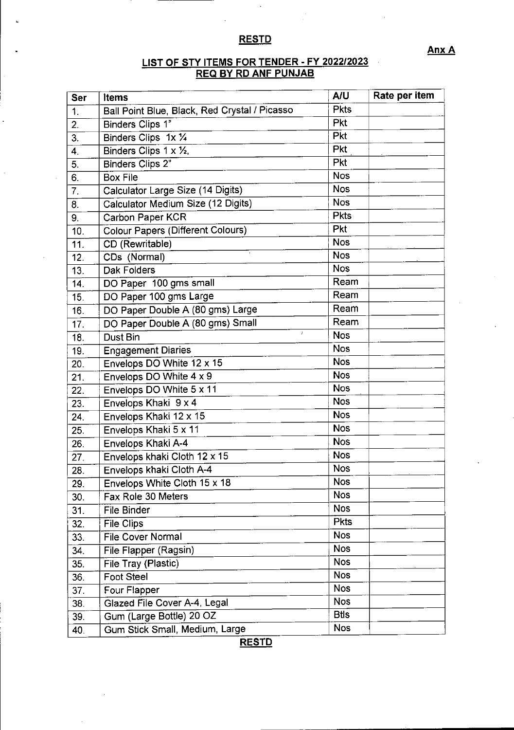**RESTD**

**Anx A**

**LIST OF STY ITEMS FOR TENDER - FY 2022/2023**
**REQ BY RD ANF PUNJAB**

| Ser | Items | A/U | Rate per item |
|---|---|---|---|
| 1. | Ball Point Blue, Black, Red Crystal / Picasso | Pkts | |
| 2. | Binders Clips 1" | Pkt | |
| 3. | Binders Clips 1x ¼ | Pkt | |
| 4. | Binders Clips 1 x ½, | Pkt | |
| 5. | Binders Clips 2" | Pkt | |
| 6. | Box File | Nos | |
| 7. | Calculator Large Size (14 Digits) | Nos | |
| 8. | Calculator Medium Size (12 Digits) | Nos | |
| 9. | Carbon Paper KCR | Pkts | |
| 10. | Colour Papers (Different Colours) | Pkt | |
| 11. | CD (Rewritable) | Nos | |
| 12. | CDs (Normal) | Nos | |
| 13. | Dak Folders | Nos | |
| 14. | DO Paper 100 gms small | Ream | |
| 15. | DO Paper 100 gms Large | Ream | |
| 16. | DO Paper Double A (80 gms) Large | Ream | |
| 17. | DO Paper Double A (80 gms) Small | Ream | |
| 18. | Dust Bin | Nos | |
| 19. | Engagement Diaries | Nos | |
| 20. | Envelops DO White 12 x 15 | Nos | |
| 21. | Envelops DO White 4 x 9 | Nos | |
| 22. | Envelops DO White 5 x 11 | Nos | |
| 23. | Envelops Khaki 9 x 4 | Nos | |
| 24. | Envelops Khaki 12 x 15 | Nos | |
| 25. | Envelops Khaki 5 x 11 | Nos | |
| 26. | Envelops Khaki A-4 | Nos | |
| 27. | Envelops khaki Cloth 12 x 15 | Nos | |
| 28. | Envelops khaki Cloth A-4 | Nos | |
| 29. | Envelops White Cloth 15 x 18 | Nos | |
| 30. | Fax Role 30 Meters | Nos | |
| 31. | File Binder | Nos | |
| 32. | File Clips | Pkts | |
| 33. | File Cover Normal | Nos | |
| 34. | File Flapper (Ragsin) | Nos | |
| 35. | File Tray (Plastic) | Nos | |
| 36. | Foot Steel | Nos | |
| 37. | Four Flapper | Nos | |
| 38. | Glazed File Cover A-4, Legal | Nos | |
| 39. | Gum (Large Bottle) 20 OZ | Btls | |
| 40. | Gum Stick Small, Medium, Large | Nos | |

**RESTD**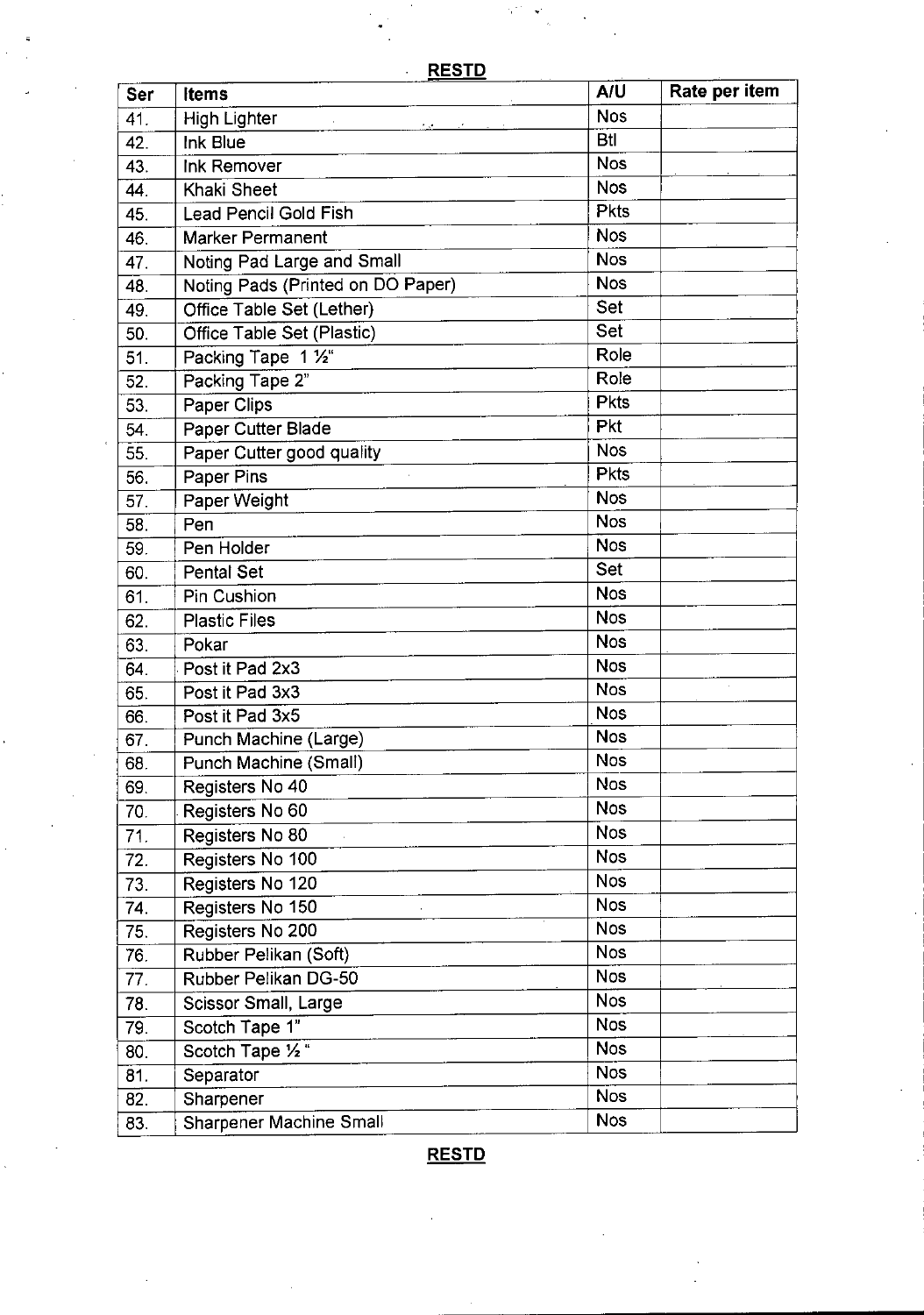**RESTD**

| Ser | Items | A/U | Rate per item |
|---|---|---|---|
| 41. | High Lighter | Nos | |
| 42. | Ink Blue | Btl | |
| 43. | Ink Remover | Nos | |
| 44. | Khaki Sheet | Nos | |
| 45. | Lead Pencil Gold Fish | Pkts | |
| 46. | Marker Permanent | Nos | |
| 47. | Noting Pad Large and Small | Nos | |
| 48. | Noting Pads (Printed on DO Paper) | Nos | |
| 49. | Office Table Set (Lether) | Set | |
| 50. | Office Table Set (Plastic) | Set | |
| 51. | Packing Tape 1 ½" | Role | |
| 52. | Packing Tape 2" | Role | |
| 53. | Paper Clips | Pkts | |
| 54. | Paper Cutter Blade | Pkt | |
| 55. | Paper Cutter good quality | Nos | |
| 56. | Paper Pins | Pkts | |
| 57. | Paper Weight | Nos | |
| 58. | Pen | Nos | |
| 59. | Pen Holder | Nos | |
| 60. | Pental Set | Set | |
| 61. | Pin Cushion | Nos | |
| 62. | Plastic Files | Nos | |
| 63. | Pokar | Nos | |
| 64. | Post it Pad 2x3 | Nos | |
| 65. | Post it Pad 3x3 | Nos | |
| 66. | Post it Pad 3x5 | Nos | |
| 67. | Punch Machine (Large) | Nos | |
| 68. | Punch Machine (Small) | Nos | |
| 69. | Registers No 40 | Nos | |
| 70. | Registers No 60 | Nos | |
| 71. | Registers No 80 | Nos | |
| 72. | Registers No 100 | Nos | |
| 73. | Registers No 120 | Nos | |
| 74. | Registers No 150 | Nos | |
| 75. | Registers No 200 | Nos | |
| 76. | Rubber Pelikan (Soft) | Nos | |
| 77. | Rubber Pelikan DG-50 | Nos | |
| 78. | Scissor Small, Large | Nos | |
| 79. | Scotch Tape 1" | Nos | |
| 80. | Scotch Tape ½ " | Nos | |
| 81. | Separator | Nos | |
| 82. | Sharpener | Nos | |
| 83. | Sharpener Machine Small | Nos | |

**RESTD**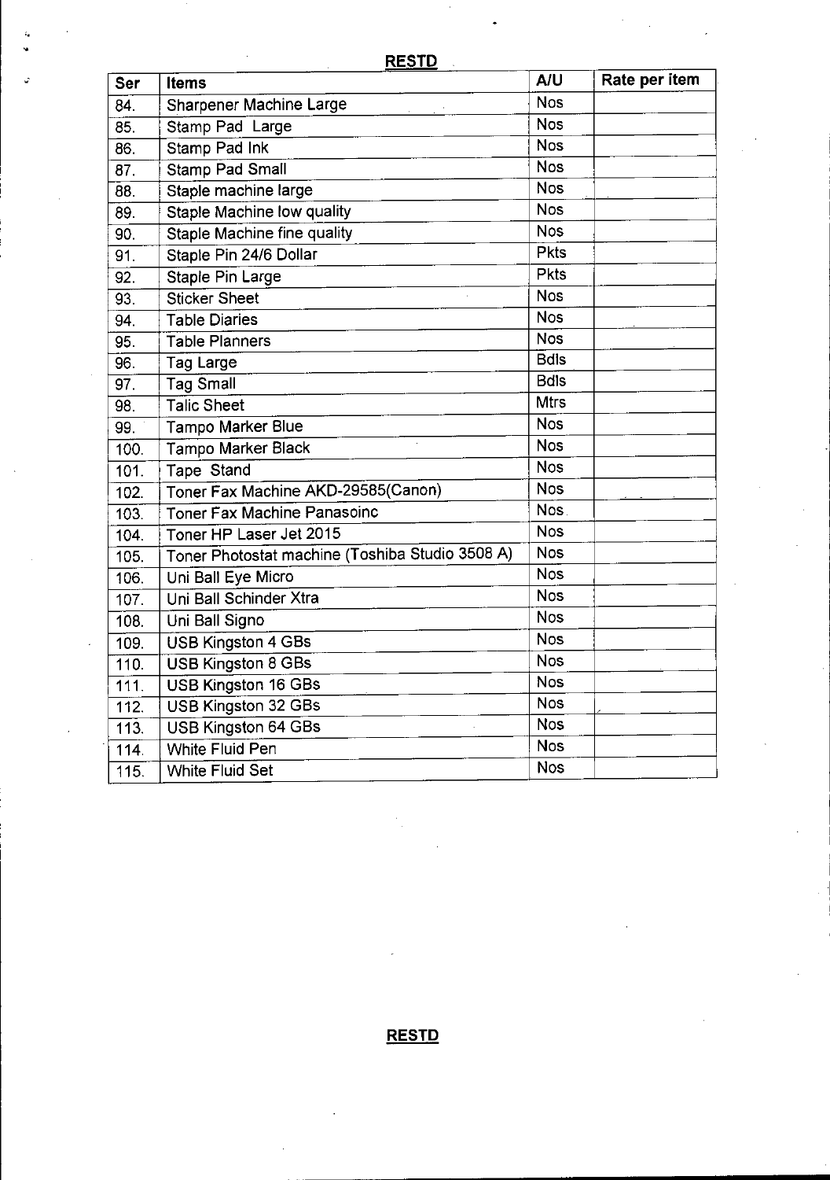**RESTD**

| Ser | Items | A/U | Rate per item |
|---|---|---|---|
| 84. | Sharpener Machine Large | Nos | |
| 85. | Stamp Pad Large | Nos | |
| 86. | Stamp Pad Ink | Nos | |
| 87. | Stamp Pad Small | Nos | |
| 88. | Staple machine large | Nos | |
| 89. | Staple Machine low quality | Nos | |
| 90. | Staple Machine fine quality | Nos | |
| 91. | Staple Pin 24/6 Dollar | Pkts | |
| 92. | Staple Pin Large | Pkts | |
| 93. | Sticker Sheet | Nos | |
| 94. | Table Diaries | Nos | |
| 95. | Table Planners | Nos | |
| 96. | Tag Large | Bdls | |
| 97. | Tag Small | Bdls | |
| 98. | Talic Sheet | Mtrs | |
| 99. | Tampo Marker Blue | Nos | |
| 100. | Tampo Marker Black | Nos | |
| 101. | Tape Stand | Nos | |
| 102. | Toner Fax Machine AKD-29585(Canon) | Nos | |
| 103. | Toner Fax Machine Panasoinc | Nos | |
| 104. | Toner HP Laser Jet 2015 | Nos | |
| 105. | Toner Photostat machine (Toshiba Studio 3508 A) | Nos | |
| 106. | Uni Ball Eye Micro | Nos | |
| 107. | Uni Ball Schinder Xtra | Nos | |
| 108. | Uni Ball Signo | Nos | |
| 109. | USB Kingston 4 GBs | Nos | |
| 110. | USB Kingston 8 GBs | Nos | |
| 111. | USB Kingston 16 GBs | Nos | |
| 112. | USB Kingston 32 GBs | Nos | |
| 113. | USB Kingston 64 GBs | Nos | |
| 114. | White Fluid Pen | Nos | |
| 115. | White Fluid Set | Nos | |

**RESTD**